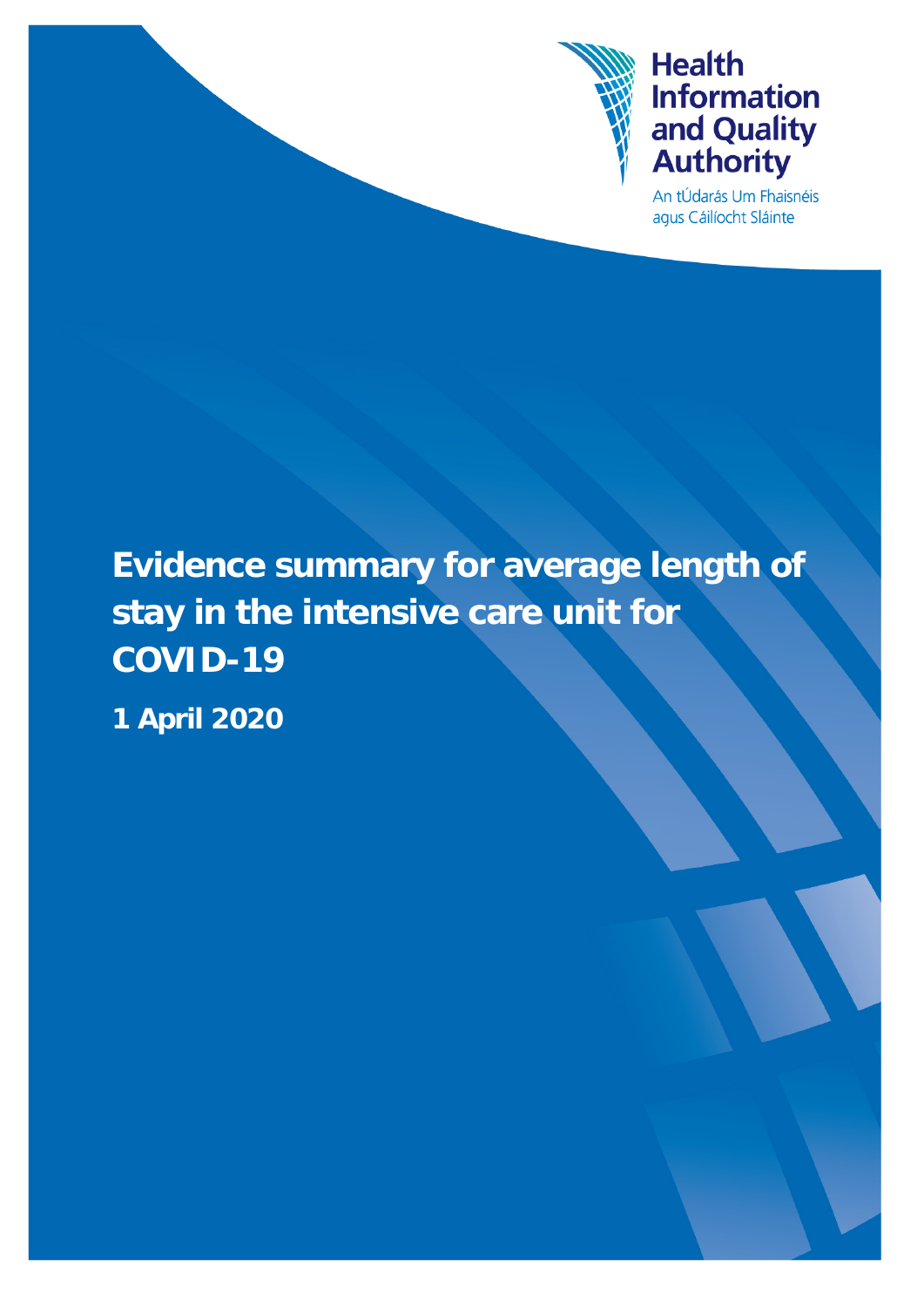Health Information and Quality Authority

An tÚdarás Um Fhaisnéis agus Cáilíocht Sláinte

# Evidence summary for average length of stay in the intensive care unit for COVID-19

**1 April 2020**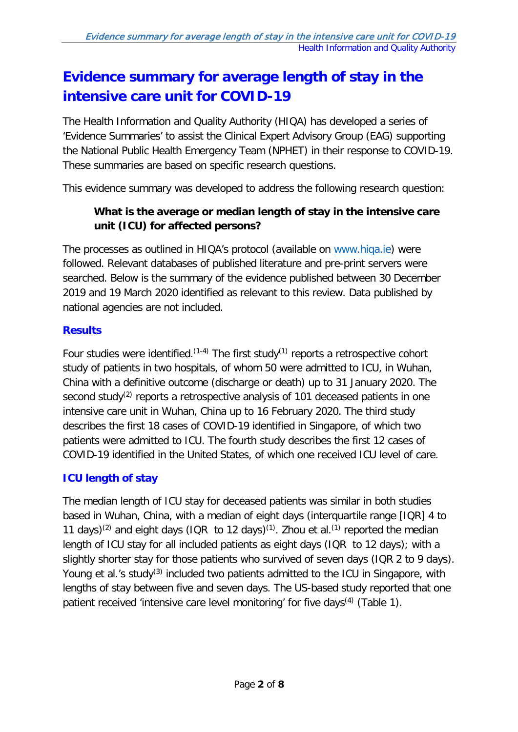# Evidence summary for average length of stay in the intensive care unit for COVID-19

The Health Information and Quality Authority (HIQA) has developed a series of 'Evidence Summaries' to assist the Clinical Expert Advisory Group (EAG) supporting the National Public Health Emergency Team (NPHET) in their response to COVID-19. These summaries are based on specific research questions.

This evidence summary was developed to address the following research question:

> **What is the average or median length of stay in the intensive care unit (ICU) for affected persons?**

The processes as outlined in HIQA's protocol (available on [www.hiqa.ie](www.hiqa.ie)) were followed. Relevant databases of published literature and pre-print servers were searched. Below is the summary of the evidence published between 30 December 2019 and 19 March 2020 identified as relevant to this review. Data published by national agencies are not included.

## Results

Four studies were identified.[1-4] The first study[1] reports a retrospective cohort study of patients in two hospitals, of whom 50 were admitted to ICU, in Wuhan, China with a definitive outcome (discharge or death) up to 31 January 2020. The second study[2] reports a retrospective analysis of 101 deceased patients in one intensive care unit in Wuhan, China up to 16 February 2020. The third study describes the first 18 cases of COVID-19 identified in Singapore, of which two patients were admitted to ICU. The fourth study describes the first 12 cases of COVID-19 identified in the United States, of which one received ICU level of care.

## ICU length of stay

The median length of ICU stay for deceased patients was similar in both studies based in Wuhan, China, with a median of eight days (interquartile range [IQR] 4 to 11 days)[2] and eight days (IQR  to 12 days)[1]. Zhou et al.[1] reported the median length of ICU stay for all included patients as eight days (IQR  to 12 days); with a slightly shorter stay for those patients who survived of seven days (IQR 2 to 9 days). Young et al.'s study[3] included two patients admitted to the ICU in Singapore, with lengths of stay between five and seven days. The US-based study reported that one patient received 'intensive care level monitoring' for five days[4] (Table 1).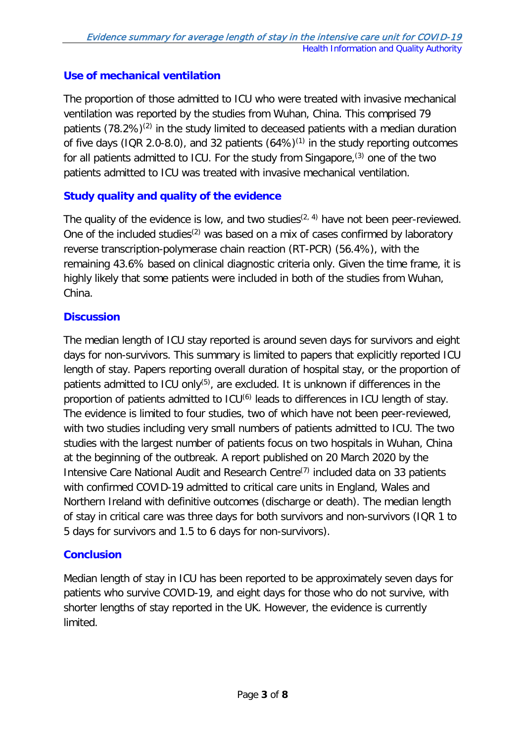## Use of mechanical ventilation

The proportion of those admitted to ICU who were treated with invasive mechanical ventilation was reported by the studies from Wuhan, China. This comprised 79 patients (78.2%)[2] in the study limited to deceased patients with a median duration of five days (IQR 2.0-8.0), and 32 patients (64%)[1] in the study reporting outcomes for all patients admitted to ICU. For the study from Singapore,[3] one of the two patients admitted to ICU was treated with invasive mechanical ventilation.

## Study quality and quality of the evidence

The quality of the evidence is low, and two studies[2, 4] have not been peer-reviewed. One of the included studies[2] was based on a mix of cases confirmed by laboratory reverse transcription-polymerase chain reaction (RT-PCR) (56.4%), with the remaining 43.6% based on clinical diagnostic criteria only. Given the time frame, it is highly likely that some patients were included in both of the studies from Wuhan, China.

## Discussion

The median length of ICU stay reported is around seven days for survivors and eight days for non-survivors. This summary is limited to papers that explicitly reported ICU length of stay. Papers reporting overall duration of hospital stay, or the proportion of patients admitted to ICU only[5], are excluded. It is unknown if differences in the proportion of patients admitted to ICU[6] leads to differences in ICU length of stay. The evidence is limited to four studies, two of which have not been peer-reviewed, with two studies including very small numbers of patients admitted to ICU. The two studies with the largest number of patients focus on two hospitals in Wuhan, China at the beginning of the outbreak. A report published on 20 March 2020 by the Intensive Care National Audit and Research Centre[7] included data on 33 patients with confirmed COVID-19 admitted to critical care units in England, Wales and Northern Ireland with definitive outcomes (discharge or death). The median length of stay in critical care was three days for both survivors and non-survivors (IQR 1 to 5 days for survivors and 1.5 to 6 days for non-survivors).

## Conclusion

Median length of stay in ICU has been reported to be approximately seven days for patients who survive COVID-19, and eight days for those who do not survive, with shorter lengths of stay reported in the UK. However, the evidence is currently limited.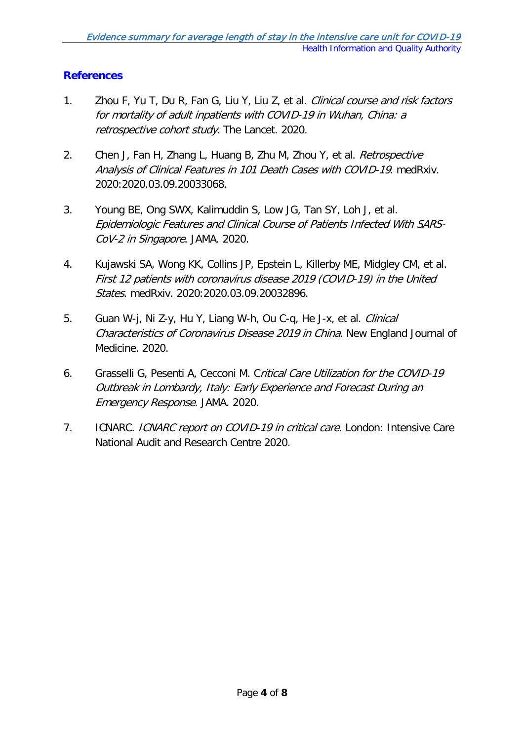## References

1. Zhou F, Yu T, Du R, Fan G, Liu Y, Liu Z, et al. *Clinical course and risk factors for mortality of adult inpatients with COVID-19 in Wuhan, China: a retrospective cohort study*. The Lancet. 2020.

2. Chen J, Fan H, Zhang L, Huang B, Zhu M, Zhou Y, et al. *Retrospective Analysis of Clinical Features in 101 Death Cases with COVID-19*. medRxiv. 2020:2020.03.09.20033068.

3. Young BE, Ong SWX, Kalimuddin S, Low JG, Tan SY, Loh J, et al. *Epidemiologic Features and Clinical Course of Patients Infected With SARS-CoV-2 in Singapore*. JAMA. 2020.

4. Kujawski SA, Wong KK, Collins JP, Epstein L, Killerby ME, Midgley CM, et al. *First 12 patients with coronavirus disease 2019 (COVID-19) in the United States*. medRxiv. 2020:2020.03.09.20032896.

5. Guan W-j, Ni Z-y, Hu Y, Liang W-h, Ou C-q, He J-x, et al. *Clinical Characteristics of Coronavirus Disease 2019 in China*. New England Journal of Medicine. 2020.

6. Grasselli G, Pesenti A, Cecconi M. C*ritical Care Utilization for the COVID-19 Outbreak in Lombardy, Italy: Early Experience and Forecast During an Emergency Response*. JAMA. 2020.

7. ICNARC. *ICNARC report on COVID-19 in critical care*. London: Intensive Care National Audit and Research Centre 2020.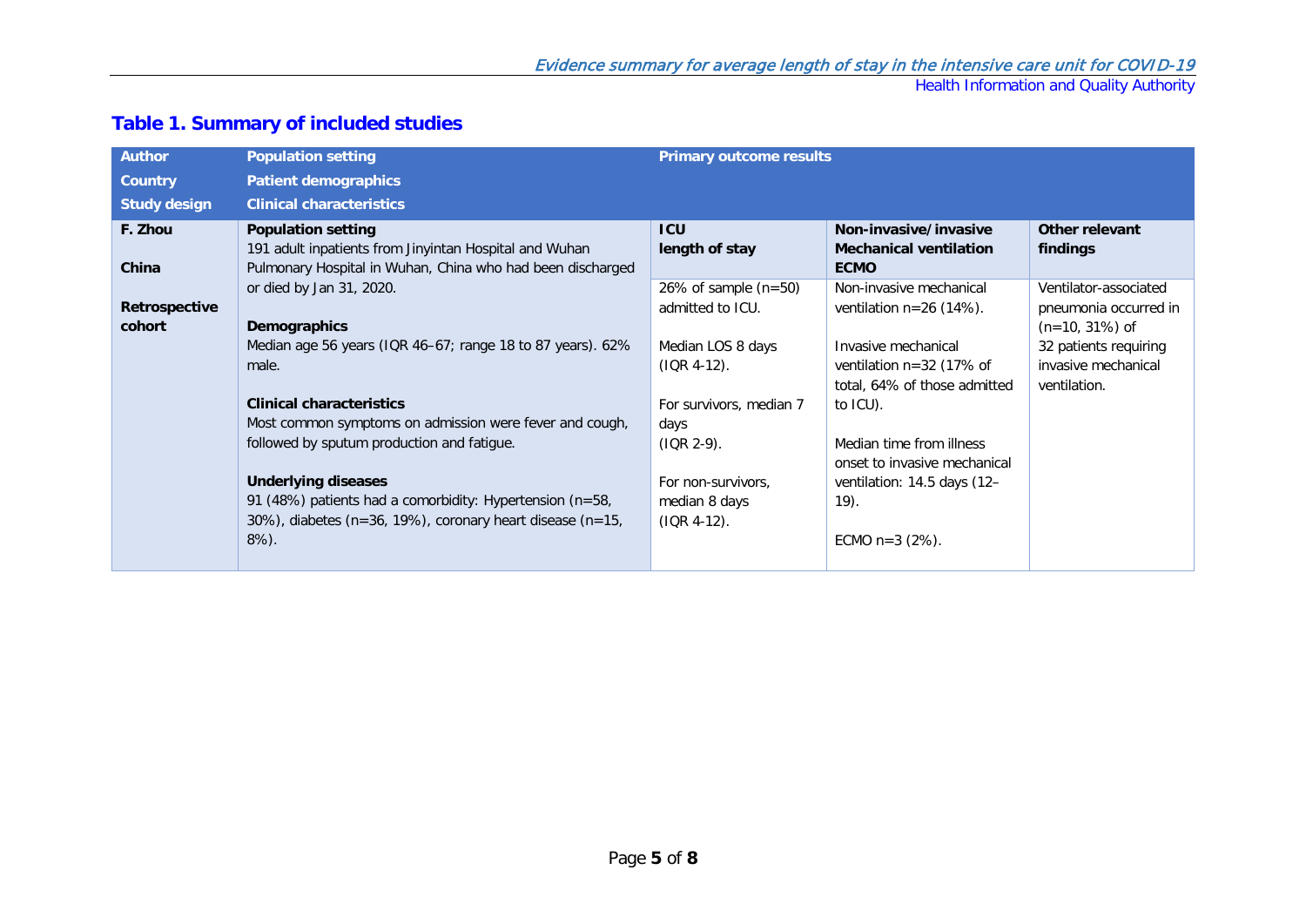## Table 1. Summary of included studies

| Author<br>Country<br>Study design | Population setting<br>Patient demographics<br>Clinical characteristics | Primary outcome results | | |
|---|---|---|---|---|
| | | **ICU length of stay** | **Non-invasive/invasive Mechanical ventilation ECMO** | **Other relevant findings** |
| **F. Zhou**<br><br>**China**<br><br>**Retrospective cohort** | **Population setting**<br>191 adult inpatients from Jinyintan Hospital and Wuhan Pulmonary Hospital in Wuhan, China who had been discharged or died by Jan 31, 2020.<br><br>**Demographics**<br>Median age 56 years (IQR 46–67; range 18 to 87 years). 62% male.<br><br>**Clinical characteristics**<br>Most common symptoms on admission were fever and cough, followed by sputum production and fatigue.<br><br>**Underlying diseases**<br>91 (48%) patients had a comorbidity: Hypertension (n=58, 30%), diabetes (n=36, 19%), coronary heart disease (n=15, 8%). | 26% of sample (n=50) admitted to ICU.<br><br>Median LOS 8 days (IQR 4-12).<br><br>For survivors, median 7 days (IQR 2-9).<br><br>For non-survivors, median 8 days (IQR 4-12). | Non-invasive mechanical ventilation n=26 (14%).<br><br>Invasive mechanical ventilation n=32 (17% of total, 64% of those admitted to ICU).<br><br>Median time from illness onset to invasive mechanical ventilation: 14.5 days (12–19).<br><br>ECMO n=3 (2%). | Ventilator-associated pneumonia occurred in (n=10, 31%) of 32 patients requiring invasive mechanical ventilation. |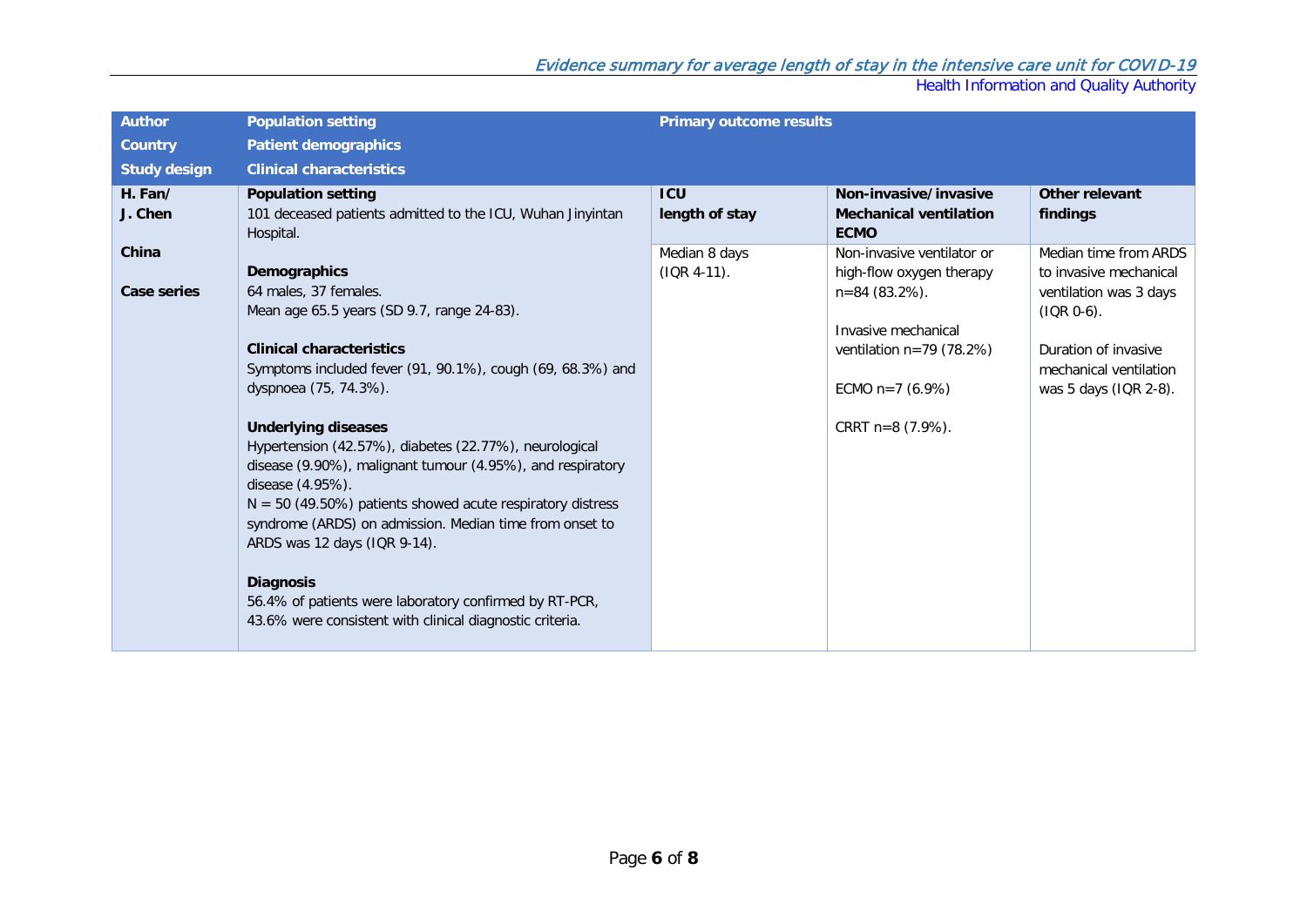| Author<br>Country<br>Study design | Population setting<br>Patient demographics<br>Clinical characteristics | Primary outcome results | | |
|---|---|---|---|---|
| **H. Fan/ J. Chen**<br><br>**China**<br><br>**Case series** | **Population setting**<br>101 deceased patients admitted to the ICU, Wuhan Jinyintan Hospital.<br><br>**Demographics**<br>64 males, 37 females.<br>Mean age 65.5 years (SD 9.7, range 24-83).<br><br>**Clinical characteristics**<br>Symptoms included fever (91, 90.1%), cough (69, 68.3%) and dyspnoea (75, 74.3%).<br><br>**Underlying diseases**<br>Hypertension (42.57%), diabetes (22.77%), neurological disease (9.90%), malignant tumour (4.95%), and respiratory disease (4.95%).<br>N = 50 (49.50%) patients showed acute respiratory distress syndrome (ARDS) on admission. Median time from onset to ARDS was 12 days (IQR 9-14).<br><br>**Diagnosis**<br>56.4% of patients were laboratory confirmed by RT-PCR, 43.6% were consistent with clinical diagnostic criteria. | **ICU length of stay**<br><br>Median 8 days (IQR 4-11). | **Non-invasive/invasive Mechanical ventilation ECMO**<br><br>Non-invasive ventilator or high-flow oxygen therapy n=84 (83.2%).<br><br>Invasive mechanical ventilation n=79 (78.2%)<br><br>ECMO n=7 (6.9%)<br><br>CRRT n=8 (7.9%). | **Other relevant findings**<br><br>Median time from ARDS to invasive mechanical ventilation was 3 days (IQR 0-6).<br><br>Duration of invasive mechanical ventilation was 5 days (IQR 2-8). |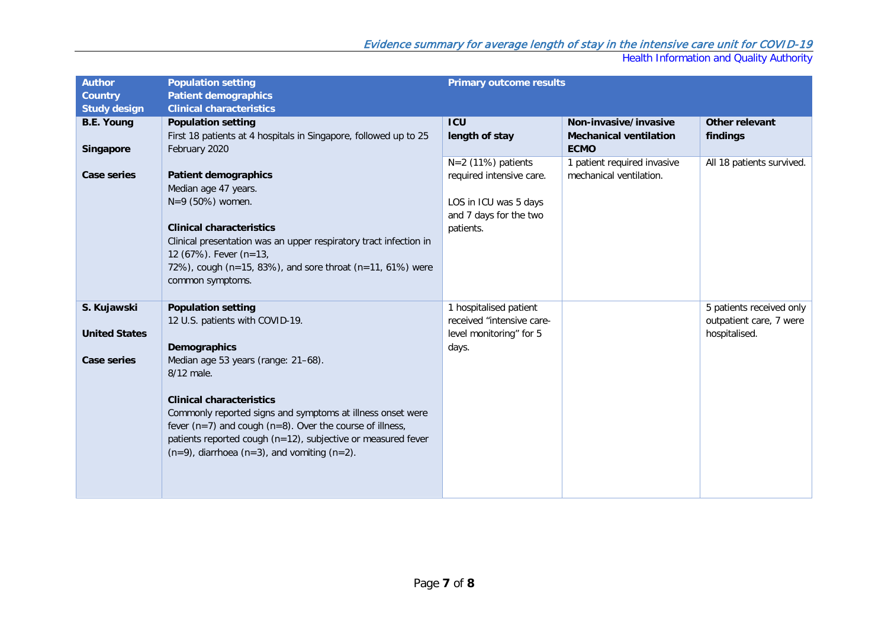| Author<br>Country<br>Study design | Population setting<br>Patient demographics<br>Clinical characteristics | Primary outcome results | | |
|---|---|---|---|---|
| | | **ICU length of stay** | **Non-invasive/invasive Mechanical ventilation ECMO** | **Other relevant findings** |
| **B.E. Young**<br><br>**Singapore**<br><br>**Case series** | **Population setting**<br>First 18 patients at 4 hospitals in Singapore, followed up to 25 February 2020<br><br>**Patient demographics**<br>Median age 47 years.<br>N=9 (50%) women.<br><br>**Clinical characteristics**<br>Clinical presentation was an upper respiratory tract infection in 12 (67%). Fever (n=13, 72%), cough (n=15, 83%), and sore throat (n=11, 61%) were common symptoms. | N=2 (11%) patients required intensive care.<br><br>LOS in ICU was 5 days and 7 days for the two patients. | 1 patient required invasive mechanical ventilation. | All 18 patients survived. |
| **S. Kujawski**<br><br>**United States**<br><br>**Case series** | **Population setting**<br>12 U.S. patients with COVID-19.<br><br>**Demographics**<br>Median age 53 years (range: 21–68).<br>8/12 male.<br><br>**Clinical characteristics**<br>Commonly reported signs and symptoms at illness onset were fever (n=7) and cough (n=8). Over the course of illness, patients reported cough (n=12), subjective or measured fever (n=9), diarrhoea (n=3), and vomiting (n=2). | 1 hospitalised patient received "intensive care-level monitoring" for 5 days. | | 5 patients received only outpatient care, 7 were hospitalised. |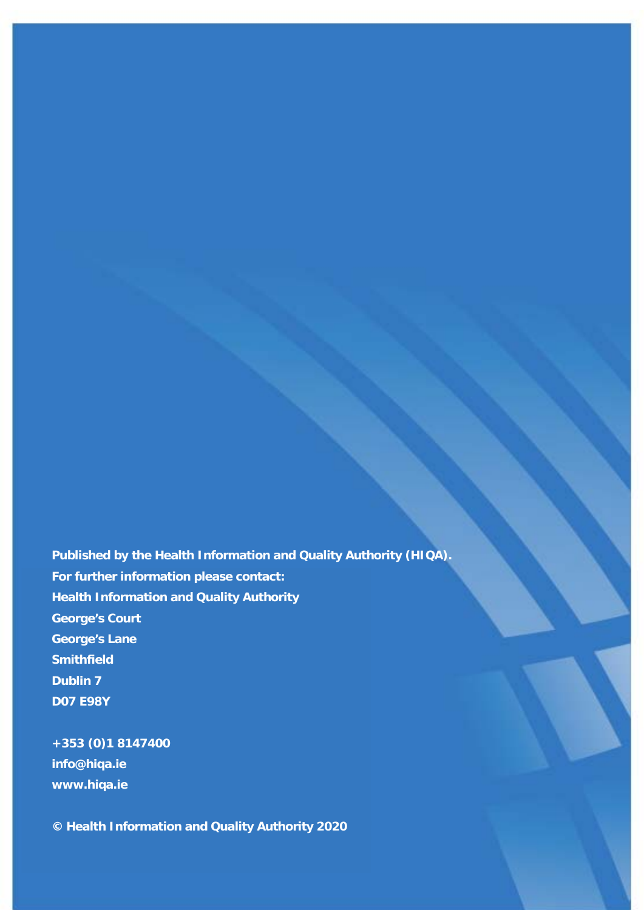**Published by the Health Information and Quality Authority (HIQA).**
**For further information please contact:**
**Health Information and Quality Authority**
**George's Court**
**George's Lane**
**Smithfield**
**Dublin 7**
**D07 E98Y**

**+353 (0)1 8147400**
**info@hiqa.ie**
**www.hiqa.ie**

**© Health Information and Quality Authority 2020**